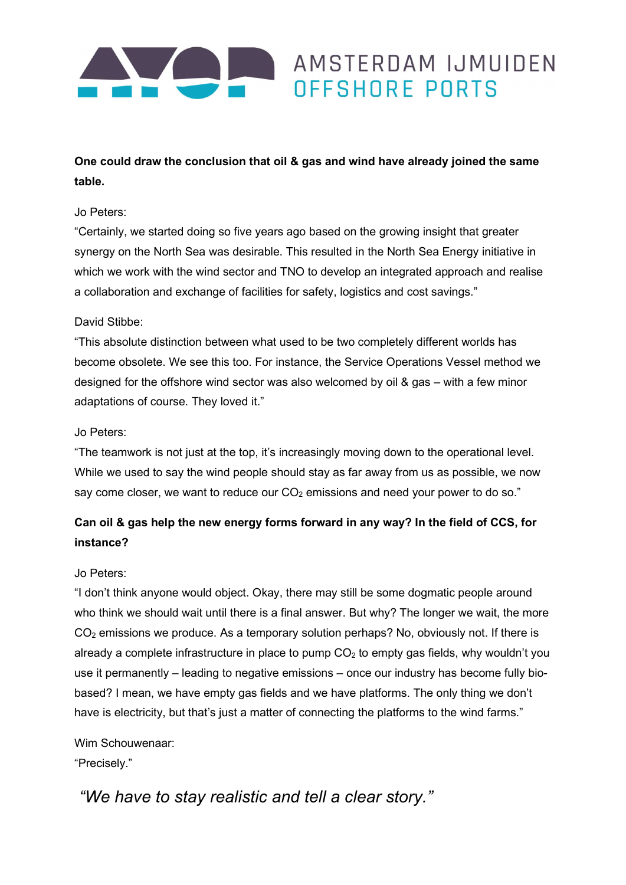AMSTERDAM IJMUIDEN OFFSHORE PORTS

**One could draw the conclusion that oil & gas and wind have already joined the same table.**

Jo Peters:

"Certainly, we started doing so five years ago based on the growing insight that greater synergy on the North Sea was desirable. This resulted in the North Sea Energy initiative in which we work with the wind sector and TNO to develop an integrated approach and realise a collaboration and exchange of facilities for safety, logistics and cost savings."

David Stibbe:

"This absolute distinction between what used to be two completely different worlds has become obsolete. We see this too. For instance, the Service Operations Vessel method we designed for the offshore wind sector was also welcomed by oil & gas – with a few minor adaptations of course. They loved it."

Jo Peters:

"The teamwork is not just at the top, it's increasingly moving down to the operational level. While we used to say the wind people should stay as far away from us as possible, we now say come closer, we want to reduce our $CO_2$ emissions and need your power to do so."

**Can oil & gas help the new energy forms forward in any way? In the field of CCS, for instance?**

Jo Peters:

"I don't think anyone would object. Okay, there may still be some dogmatic people around who think we should wait until there is a final answer. But why? The longer we wait, the more $CO_2$ emissions we produce. As a temporary solution perhaps? No, obviously not. If there is already a complete infrastructure in place to pump $CO_2$ to empty gas fields, why wouldn't you use it permanently – leading to negative emissions – once our industry has become fully bio-based? I mean, we have empty gas fields and we have platforms. The only thing we don't have is electricity, but that's just a matter of connecting the platforms to the wind farms."

Wim Schouwenaar:

"Precisely."

*"We have to stay realistic and tell a clear story."*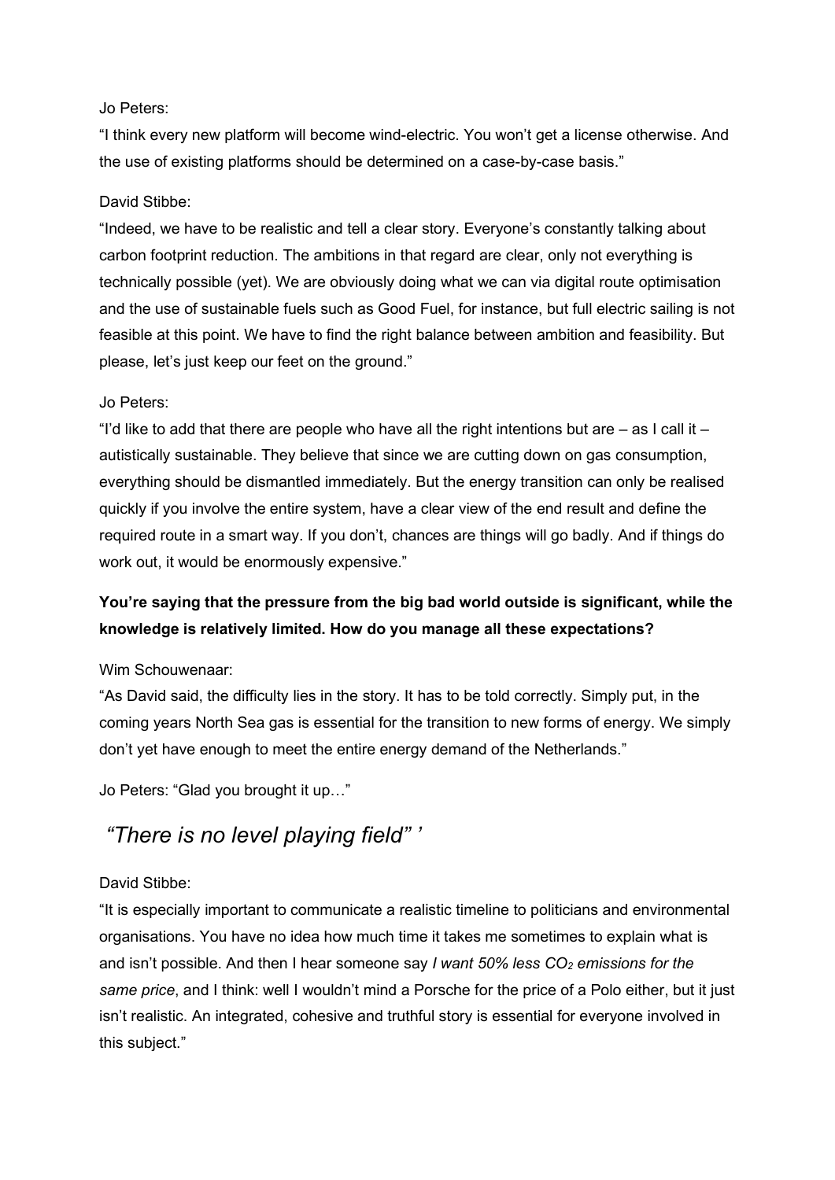Jo Peters:

"I think every new platform will become wind-electric. You won't get a license otherwise. And the use of existing platforms should be determined on a case-by-case basis."

David Stibbe:

"Indeed, we have to be realistic and tell a clear story. Everyone's constantly talking about carbon footprint reduction. The ambitions in that regard are clear, only not everything is technically possible (yet). We are obviously doing what we can via digital route optimisation and the use of sustainable fuels such as Good Fuel, for instance, but full electric sailing is not feasible at this point. We have to find the right balance between ambition and feasibility. But please, let's just keep our feet on the ground."

Jo Peters:

"I'd like to add that there are people who have all the right intentions but are – as I call it – autistically sustainable. They believe that since we are cutting down on gas consumption, everything should be dismantled immediately. But the energy transition can only be realised quickly if you involve the entire system, have a clear view of the end result and define the required route in a smart way. If you don't, chances are things will go badly. And if things do work out, it would be enormously expensive."

**You're saying that the pressure from the big bad world outside is significant, while the knowledge is relatively limited. How do you manage all these expectations?**

Wim Schouwenaar:

"As David said, the difficulty lies in the story. It has to be told correctly. Simply put, in the coming years North Sea gas is essential for the transition to new forms of energy. We simply don't yet have enough to meet the entire energy demand of the Netherlands."

Jo Peters: "Glad you brought it up…"

## *"There is no level playing field" '*

David Stibbe:

"It is especially important to communicate a realistic timeline to politicians and environmental organisations. You have no idea how much time it takes me sometimes to explain what is and isn't possible. And then I hear someone say *I want 50% less $CO_2$ emissions for the same price*, and I think: well I wouldn't mind a Porsche for the price of a Polo either, but it just isn't realistic. An integrated, cohesive and truthful story is essential for everyone involved in this subject."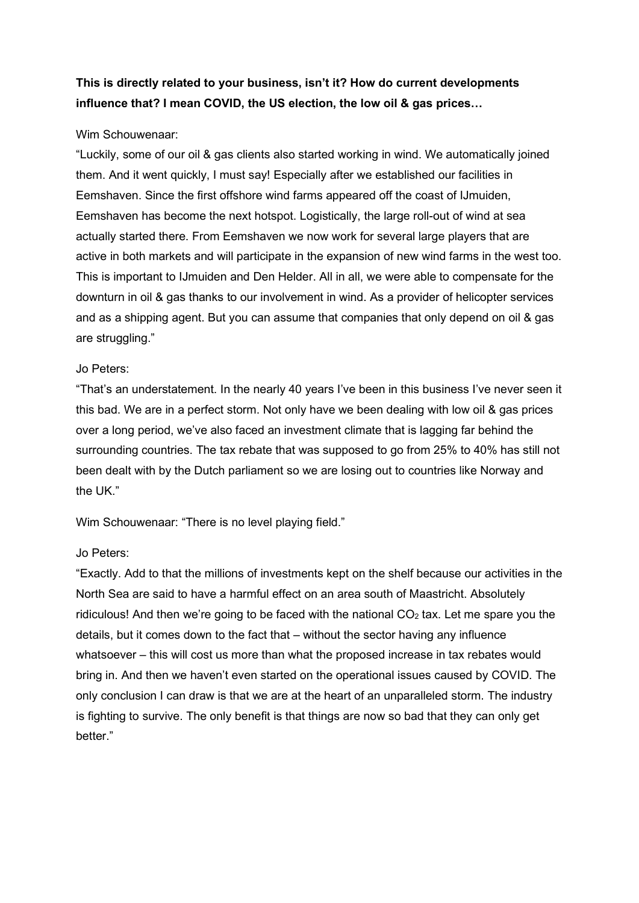**This is directly related to your business, isn't it? How do current developments influence that? I mean COVID, the US election, the low oil & gas prices…**

Wim Schouwenaar:

"Luckily, some of our oil & gas clients also started working in wind. We automatically joined them. And it went quickly, I must say! Especially after we established our facilities in Eemshaven. Since the first offshore wind farms appeared off the coast of IJmuiden, Eemshaven has become the next hotspot. Logistically, the large roll-out of wind at sea actually started there. From Eemshaven we now work for several large players that are active in both markets and will participate in the expansion of new wind farms in the west too. This is important to IJmuiden and Den Helder. All in all, we were able to compensate for the downturn in oil & gas thanks to our involvement in wind. As a provider of helicopter services and as a shipping agent. But you can assume that companies that only depend on oil & gas are struggling."

Jo Peters:

"That's an understatement. In the nearly 40 years I've been in this business I've never seen it this bad. We are in a perfect storm. Not only have we been dealing with low oil & gas prices over a long period, we've also faced an investment climate that is lagging far behind the surrounding countries. The tax rebate that was supposed to go from 25% to 40% has still not been dealt with by the Dutch parliament so we are losing out to countries like Norway and the UK."

Wim Schouwenaar: "There is no level playing field."

Jo Peters:

"Exactly. Add to that the millions of investments kept on the shelf because our activities in the North Sea are said to have a harmful effect on an area south of Maastricht. Absolutely ridiculous! And then we're going to be faced with the national $CO_2$ tax. Let me spare you the details, but it comes down to the fact that – without the sector having any influence whatsoever – this will cost us more than what the proposed increase in tax rebates would bring in. And then we haven't even started on the operational issues caused by COVID. The only conclusion I can draw is that we are at the heart of an unparalleled storm. The industry is fighting to survive. The only benefit is that things are now so bad that they can only get better."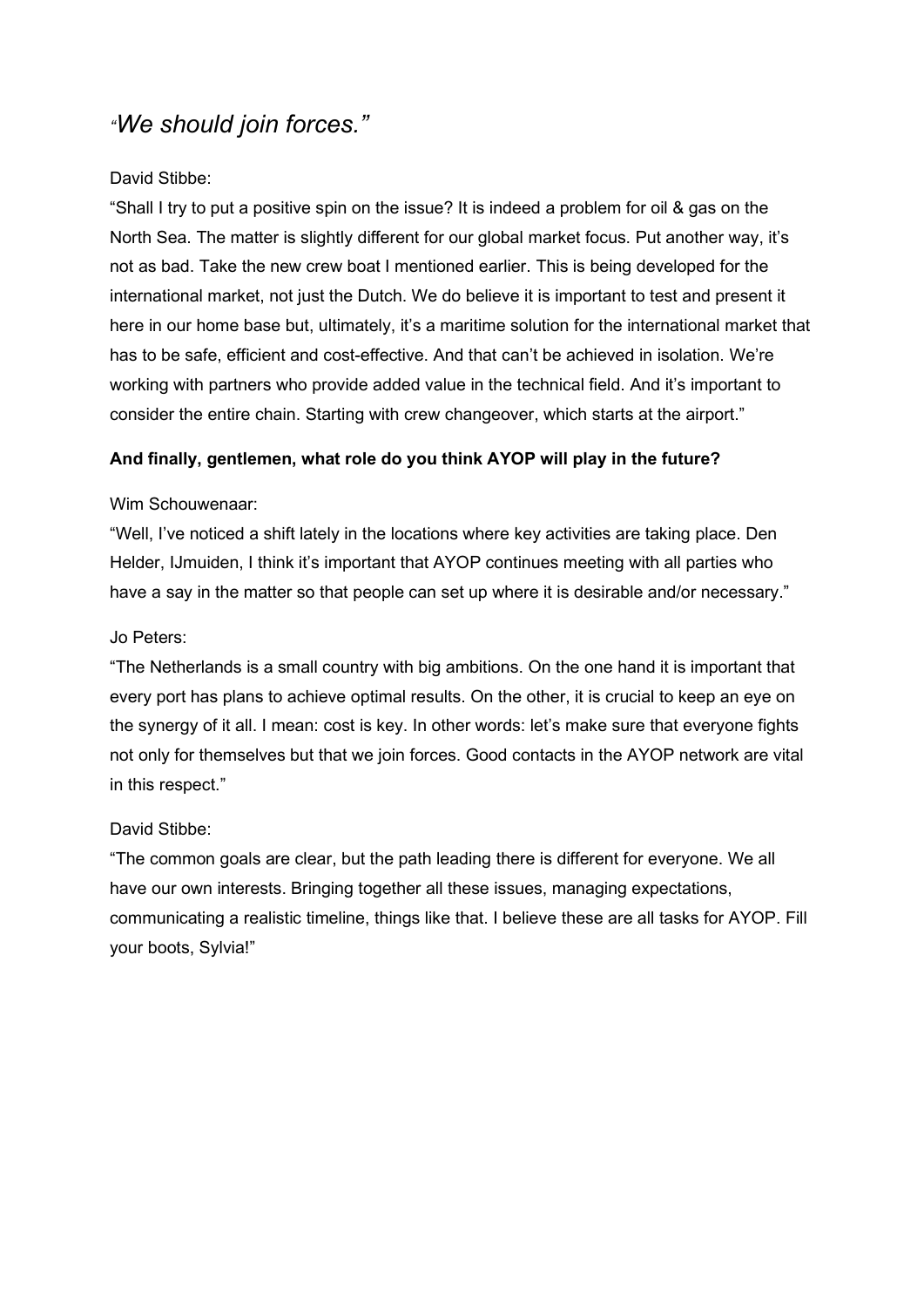## *"We should join forces."*

David Stibbe:

"Shall I try to put a positive spin on the issue? It is indeed a problem for oil & gas on the North Sea. The matter is slightly different for our global market focus. Put another way, it's not as bad. Take the new crew boat I mentioned earlier. This is being developed for the international market, not just the Dutch. We do believe it is important to test and present it here in our home base but, ultimately, it's a maritime solution for the international market that has to be safe, efficient and cost-effective. And that can't be achieved in isolation. We're working with partners who provide added value in the technical field. And it's important to consider the entire chain. Starting with crew changeover, which starts at the airport."

**And finally, gentlemen, what role do you think AYOP will play in the future?**

Wim Schouwenaar:

"Well, I've noticed a shift lately in the locations where key activities are taking place. Den Helder, IJmuiden, I think it's important that AYOP continues meeting with all parties who have a say in the matter so that people can set up where it is desirable and/or necessary."

Jo Peters:

"The Netherlands is a small country with big ambitions. On the one hand it is important that every port has plans to achieve optimal results. On the other, it is crucial to keep an eye on the synergy of it all. I mean: cost is key. In other words: let's make sure that everyone fights not only for themselves but that we join forces. Good contacts in the AYOP network are vital in this respect."

David Stibbe:

"The common goals are clear, but the path leading there is different for everyone. We all have our own interests. Bringing together all these issues, managing expectations, communicating a realistic timeline, things like that. I believe these are all tasks for AYOP. Fill your boots, Sylvia!"